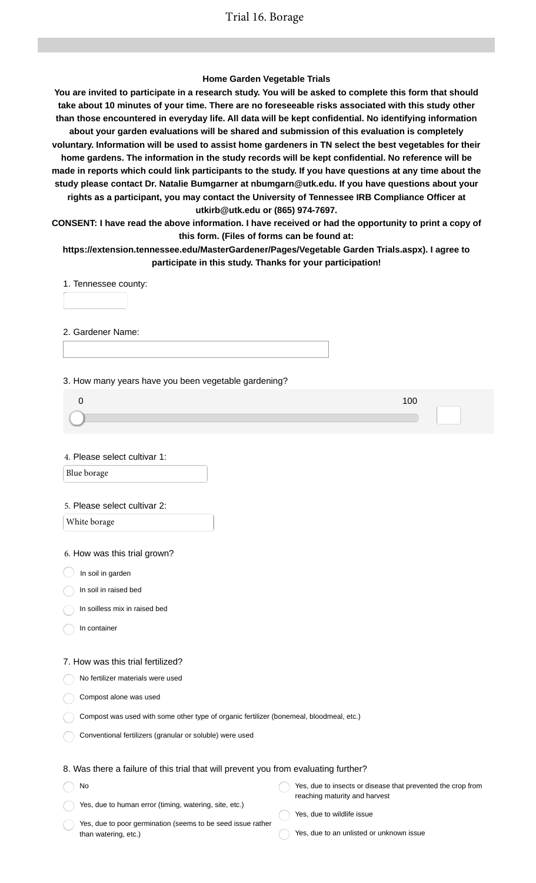# Trial 16. Borage

**Home Garden Vegetable Trials**

**You are invited to participate in a research study. You will be asked to complete this form that should take about 10 minutes of your time. There are no foreseeable risks associated with this study other than those encountered in everyday life. All data will be kept confidential. No identifying information about your garden evaluations will be shared and submission of this evaluation is completely voluntary. Information will be used to assist home gardeners in TN select the best vegetables for their home gardens. The information in the study records will be kept confidential. No reference will be made in reports which could link participants to the study. If you have questions at any time about the study please contact Dr. Natalie Bumgarner at nbumgarn@utk.edu. If you have questions about your rights as a participant, you may contact the University of Tennessee IRB Compliance Officer at utkirb@utk.edu or (865) 974-7697.**

**CONSENT: I have read the above information. I have received or had the opportunity to print a copy of this form. (Files of forms can be found at: https://extension.tennessee.edu/MasterGardener/Pages/Vegetable Garden Trials.aspx). I agree to participate in this study. Thanks for your participation!**

1. Tennessee county:

2. Gardener Name:

3. How many years have you been vegetable gardening?

0 — 100

4. Please select cultivar 1:

Blue borage

5. Please select cultivar 2:

White borage

6. How was this trial grown?

- In soil in garden
- In soil in raised bed
- In soilless mix in raised bed
- In container

7. How was this trial fertilized?

- No fertilizer materials were used
- Compost alone was used
- Compost was used with some other type of organic fertilizer (bonemeal, bloodmeal, etc.)
- Conventional fertilizers (granular or soluble) were used

8. Was there a failure of this trial that will prevent you from evaluating further?

- No
- Yes, due to human error (timing, watering, site, etc.)
- Yes, due to poor germination (seems to be seed issue rather than watering, etc.)
- Yes, due to insects or disease that prevented the crop from reaching maturity and harvest
- Yes, due to wildlife issue
- Yes, due to an unlisted or unknown issue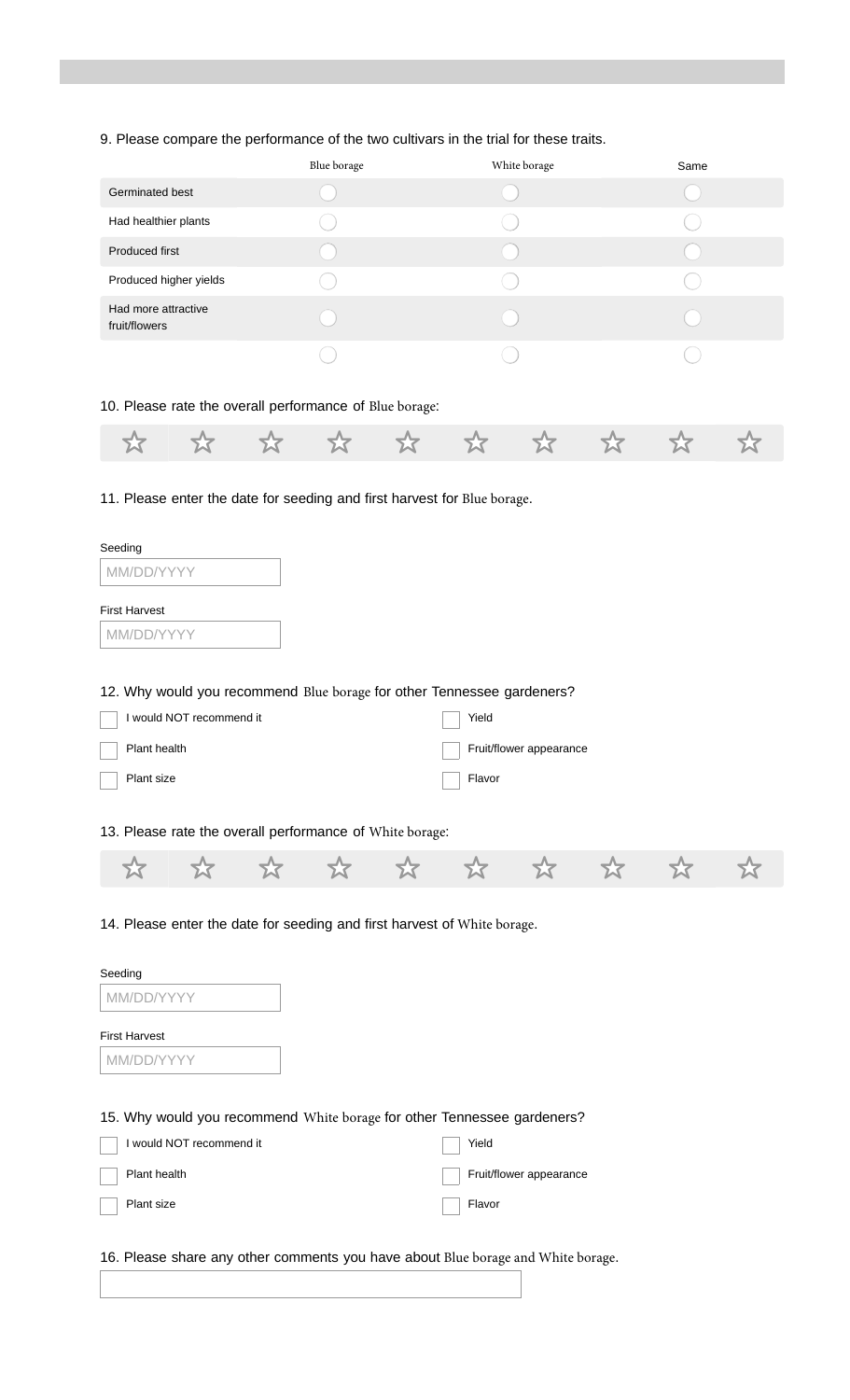9. Please compare the performance of the two cultivars in the trial for these traits.

| | Blue borage | White borage | Same |
|---|---|---|---|
| Germinated best | ◯ | ◯ | ◯ |
| Had healthier plants | ◯ | ◯ | ◯ |
| Produced first | ◯ | ◯ | ◯ |
| Produced higher yields | ◯ | ◯ | ◯ |
| Had more attractive fruit/flowers | ◯ | ◯ | ◯ |
| | ◯ | ◯ | ◯ |

10. Please rate the overall performance of Blue borage:

☆ ☆ ☆ ☆ ☆ ☆ ☆ ☆ ☆ ☆

11. Please enter the date for seeding and first harvest for Blue borage.

Seeding

MM/DD/YYYY

First Harvest

MM/DD/YYYY

12. Why would you recommend Blue borage for other Tennessee gardeners?

- ☐ I would NOT recommend it
- ☐ Yield
- ☐ Plant health
- ☐ Fruit/flower appearance
- ☐ Plant size
- ☐ Flavor

13. Please rate the overall performance of White borage:

☆ ☆ ☆ ☆ ☆ ☆ ☆ ☆ ☆ ☆

14. Please enter the date for seeding and first harvest of White borage.

Seeding

MM/DD/YYYY

First Harvest

MM/DD/YYYY

15. Why would you recommend White borage for other Tennessee gardeners?

- ☐ I would NOT recommend it
- ☐ Yield
- ☐ Plant health
- ☐ Fruit/flower appearance
- ☐ Plant size
- ☐ Flavor

16. Please share any other comments you have about Blue borage and White borage.